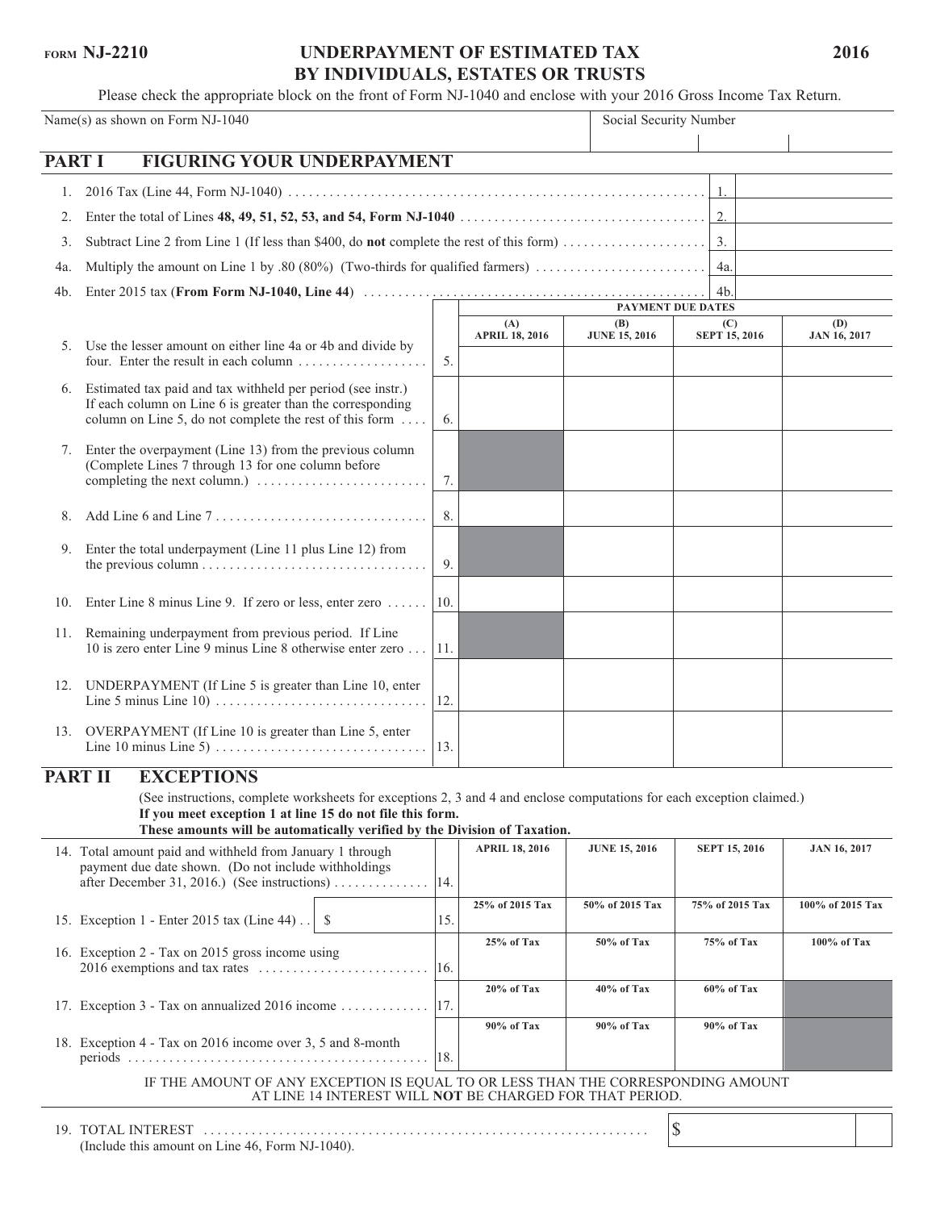FORM NJ-2210

# UNDERPAYMENT OF ESTIMATED TAX BY INDIVIDUALS, ESTATES OR TRUSTS

2016

Please check the appropriate block on the front of Form NJ-1040 and enclose with your 2016 Gross Income Tax Return.

| Name(s) as shown on Form NJ-1040 | Social Security Number |
|---|---|
| | |

## PART I FIGURING YOUR UNDERPAYMENT

| | | | |
|---|---|---|---|
| 1. | 2016 Tax (Line 44, Form NJ-1040) | 1. | |
| 2. | Enter the total of Lines **48, 49, 51, 52, 53, and 54, Form NJ-1040** | 2. | |
| 3. | Subtract Line 2 from Line 1 (If less than $400, do **not** complete the rest of this form) | 3. | |
| 4a. | Multiply the amount on Line 1 by .80 (80%) (Two-thirds for qualified farmers) | 4a. | |
| 4b. | Enter 2015 tax (**From Form NJ-1040, Line 44**) | 4b. | |

| | | PAYMENT DUE DATES | | | |
|---|---|---|---|---|---|
| | | (A) APRIL 18, 2016 | (B) JUNE 15, 2016 | (C) SEPT 15, 2016 | (D) JAN 16, 2017 |
| 5. Use the lesser amount on either line 4a or 4b and divide by four. Enter the result in each column | 5. | | | | |
| 6. Estimated tax paid and tax withheld per period (see instr.) If each column on Line 6 is greater than the corresponding column on Line 5, do not complete the rest of this form | 6. | | | | |
| 7. Enter the overpayment (Line 13) from the previous column (Complete Lines 7 through 13 for one column before completing the next column.) | 7. | | | | |
| 8. Add Line 6 and Line 7 | 8. | | | | |
| 9. Enter the total underpayment (Line 11 plus Line 12) from the previous column | 9. | | | | |
| 10. Enter Line 8 minus Line 9. If zero or less, enter zero | 10. | | | | |
| 11. Remaining underpayment from previous period. If Line 10 is zero enter Line 9 minus Line 8 otherwise enter zero | 11. | | | | |
| 12. UNDERPAYMENT (If Line 5 is greater than Line 10, enter Line 5 minus Line 10) | 12. | | | | |
| 13. OVERPAYMENT (If Line 10 is greater than Line 5, enter Line 10 minus Line 5) | 13. | | | | |

## PART II EXCEPTIONS

(See instructions, complete worksheets for exceptions 2, 3 and 4 and enclose computations for each exception claimed.)

**If you meet exception 1 at line 15 do not file this form.**

**These amounts will be automatically verified by the Division of Taxation.**

| | | APRIL 18, 2016 | JUNE 15, 2016 | SEPT 15, 2016 | JAN 16, 2017 |
|---|---|---|---|---|---|
| 14. Total amount paid and withheld from January 1 through payment due date shown. (Do not include withholdings after December 31, 2016.) (See instructions) | 14. | | | | |
| 15. Exception 1 - Enter 2015 tax (Line 44) $ | 15. | 25% of 2015 Tax | 50% of 2015 Tax | 75% of 2015 Tax | 100% of 2015 Tax |
| 16. Exception 2 - Tax on 2015 gross income using 2016 exemptions and tax rates | 16. | 25% of Tax | 50% of Tax | 75% of Tax | 100% of Tax |
| 17. Exception 3 - Tax on annualized 2016 income | 17. | 20% of Tax | 40% of Tax | 60% of Tax | |
| 18. Exception 4 - Tax on 2016 income over 3, 5 and 8-month periods | 18. | 90% of Tax | 90% of Tax | 90% of Tax | |

IF THE AMOUNT OF ANY EXCEPTION IS EQUAL TO OR LESS THAN THE CORRESPONDING AMOUNT AT LINE 14 INTEREST WILL **NOT** BE CHARGED FOR THAT PERIOD.

19. TOTAL INTEREST $
(Include this amount on Line 46, Form NJ-1040).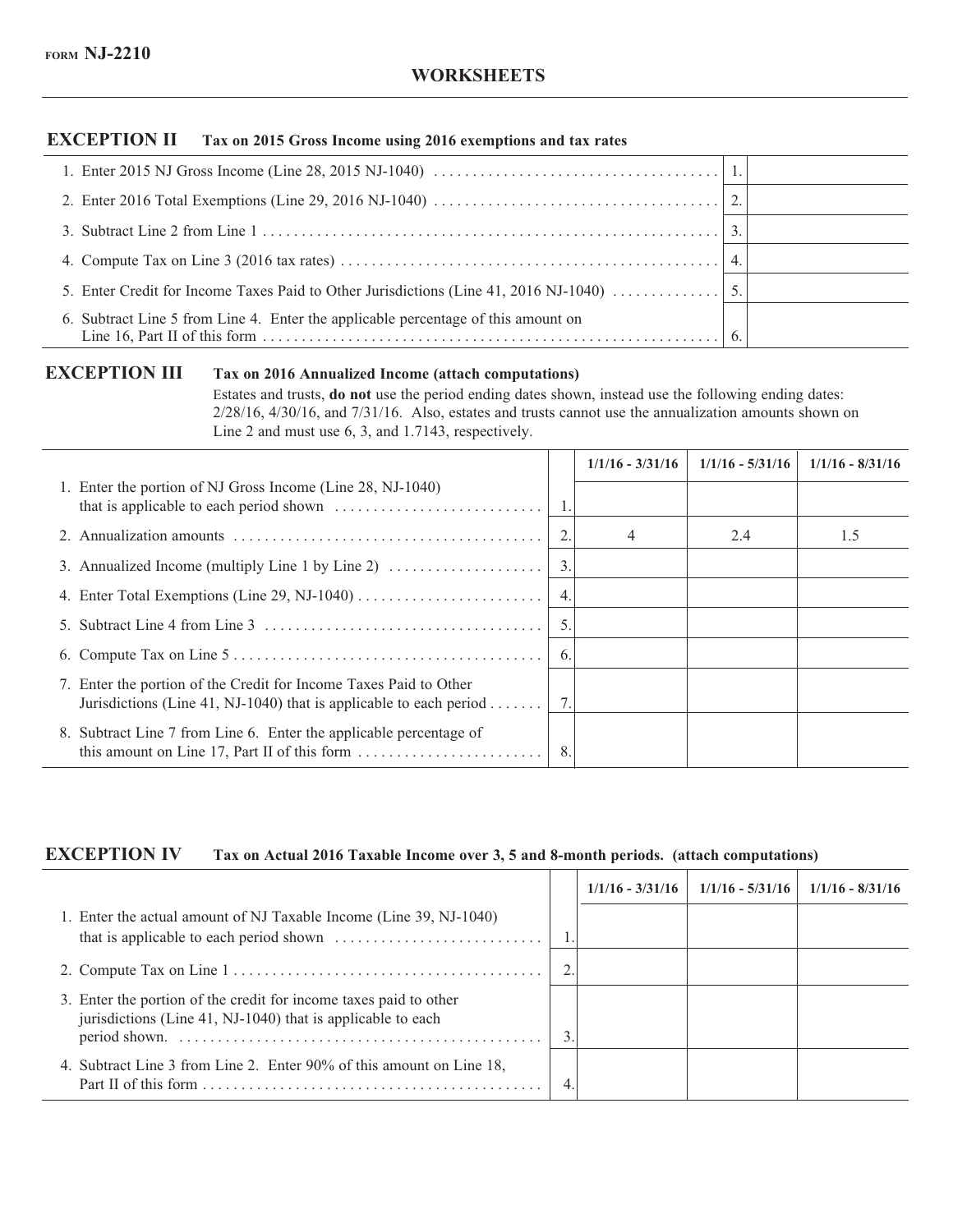**FORM NJ-2210**

## WORKSHEETS

### EXCEPTION II Tax on 2015 Gross Income using 2016 exemptions and tax rates

| | | |
|---|---|---|
| 1. Enter 2015 NJ Gross Income (Line 28, 2015 NJ-1040) | 1. | |
| 2. Enter 2016 Total Exemptions (Line 29, 2016 NJ-1040) | 2. | |
| 3. Subtract Line 2 from Line 1 | 3. | |
| 4. Compute Tax on Line 3 (2016 tax rates) | 4. | |
| 5. Enter Credit for Income Taxes Paid to Other Jurisdictions (Line 41, 2016 NJ-1040) | 5. | |
| 6. Subtract Line 5 from Line 4. Enter the applicable percentage of this amount on Line 16, Part II of this form | 6. | |

### EXCEPTION III Tax on 2016 Annualized Income (attach computations)

Estates and trusts, **do not** use the period ending dates shown, instead use the following ending dates: 2/28/16, 4/30/16, and 7/31/16. Also, estates and trusts cannot use the annualization amounts shown on Line 2 and must use 6, 3, and 1.7143, respectively.

| | | 1/1/16 - 3/31/16 | 1/1/16 - 5/31/16 | 1/1/16 - 8/31/16 |
|---|---|---|---|---|
| 1. Enter the portion of NJ Gross Income (Line 28, NJ-1040) that is applicable to each period shown | 1. | | | |
| 2. Annualization amounts | 2. | 4 | 2.4 | 1.5 |
| 3. Annualized Income (multiply Line 1 by Line 2) | 3. | | | |
| 4. Enter Total Exemptions (Line 29, NJ-1040) | 4. | | | |
| 5. Subtract Line 4 from Line 3 | 5. | | | |
| 6. Compute Tax on Line 5 | 6. | | | |
| 7. Enter the portion of the Credit for Income Taxes Paid to Other Jurisdictions (Line 41, NJ-1040) that is applicable to each period | 7. | | | |
| 8. Subtract Line 7 from Line 6. Enter the applicable percentage of this amount on Line 17, Part II of this form | 8. | | | |

### EXCEPTION IV Tax on Actual 2016 Taxable Income over 3, 5 and 8-month periods. (attach computations)

| | | 1/1/16 - 3/31/16 | 1/1/16 - 5/31/16 | 1/1/16 - 8/31/16 |
|---|---|---|---|---|
| 1. Enter the actual amount of NJ Taxable Income (Line 39, NJ-1040) that is applicable to each period shown | 1. | | | |
| 2. Compute Tax on Line 1 | 2. | | | |
| 3. Enter the portion of the credit for income taxes paid to other jurisdictions (Line 41, NJ-1040) that is applicable to each period shown. | 3. | | | |
| 4. Subtract Line 3 from Line 2. Enter 90% of this amount on Line 18, Part II of this form | 4. | | | |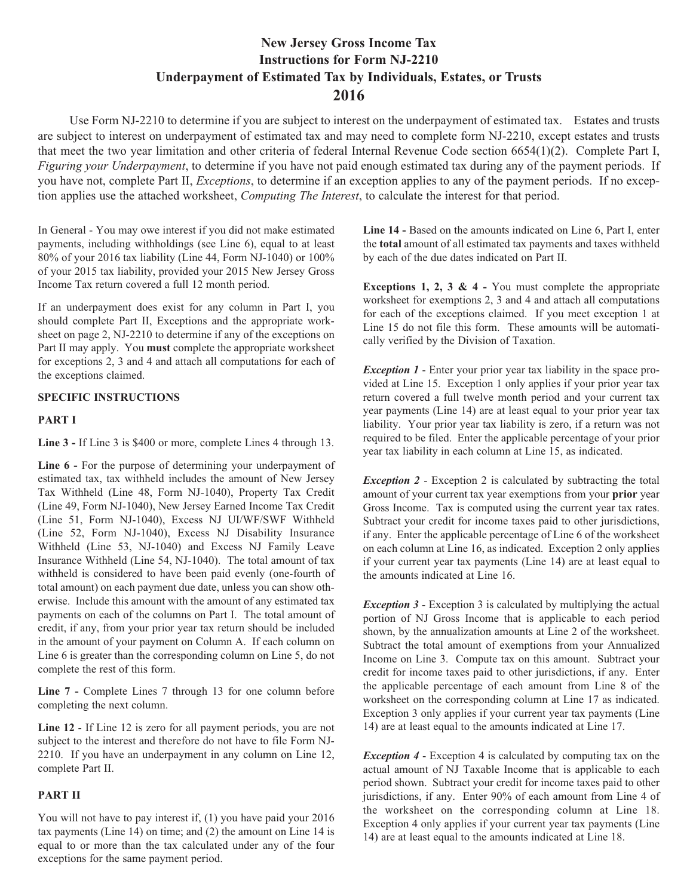# New Jersey Gross Income Tax
# Instructions for Form NJ-2210
# Underpayment of Estimated Tax by Individuals, Estates, or Trusts
# 2016

Use Form NJ-2210 to determine if you are subject to interest on the underpayment of estimated tax. Estates and trusts are subject to interest on underpayment of estimated tax and may need to complete form NJ-2210, except estates and trusts that meet the two year limitation and other criteria of federal Internal Revenue Code section 6654(1)(2). Complete Part I, *Figuring your Underpayment*, to determine if you have not paid enough estimated tax during any of the payment periods. If you have not, complete Part II, *Exceptions*, to determine if an exception applies to any of the payment periods. If no exception applies use the attached worksheet, *Computing The Interest*, to calculate the interest for that period.

In General - You may owe interest if you did not make estimated payments, including withholdings (see Line 6), equal to at least 80% of your 2016 tax liability (Line 44, Form NJ-1040) or 100% of your 2015 tax liability, provided your 2015 New Jersey Gross Income Tax return covered a full 12 month period.

If an underpayment does exist for any column in Part I, you should complete Part II, Exceptions and the appropriate worksheet on page 2, NJ-2210 to determine if any of the exceptions on Part II may apply. You **must** complete the appropriate worksheet for exceptions 2, 3 and 4 and attach all computations for each of the exceptions claimed.

**SPECIFIC INSTRUCTIONS**

**PART I**

**Line 3 -** If Line 3 is $400 or more, complete Lines 4 through 13.

**Line 6 -** For the purpose of determining your underpayment of estimated tax, tax withheld includes the amount of New Jersey Tax Withheld (Line 48, Form NJ-1040), Property Tax Credit (Line 49, Form NJ-1040), New Jersey Earned Income Tax Credit (Line 51, Form NJ-1040), Excess NJ UI/WF/SWF Withheld (Line 52, Form NJ-1040), Excess NJ Disability Insurance Withheld (Line 53, NJ-1040) and Excess NJ Family Leave Insurance Withheld (Line 54, NJ-1040). The total amount of tax withheld is considered to have been paid evenly (one-fourth of total amount) on each payment due date, unless you can show otherwise. Include this amount with the amount of any estimated tax payments on each of the columns on Part I. The total amount of credit, if any, from your prior year tax return should be included in the amount of your payment on Column A. If each column on Line 6 is greater than the corresponding column on Line 5, do not complete the rest of this form.

**Line 7 -** Complete Lines 7 through 13 for one column before completing the next column.

**Line 12** - If Line 12 is zero for all payment periods, you are not subject to the interest and therefore do not have to file Form NJ-2210. If you have an underpayment in any column on Line 12, complete Part II.

**PART II**

You will not have to pay interest if, (1) you have paid your 2016 tax payments (Line 14) on time; and (2) the amount on Line 14 is equal to or more than the tax calculated under any of the four exceptions for the same payment period.

**Line 14 -** Based on the amounts indicated on Line 6, Part I, enter the **total** amount of all estimated tax payments and taxes withheld by each of the due dates indicated on Part II.

**Exceptions 1, 2, 3 & 4 -** You must complete the appropriate worksheet for exemptions 2, 3 and 4 and attach all computations for each of the exceptions claimed. If you meet exception 1 at Line 15 do not file this form. These amounts will be automatically verified by the Division of Taxation.

***Exception 1*** - Enter your prior year tax liability in the space provided at Line 15. Exception 1 only applies if your prior year tax return covered a full twelve month period and your current tax year payments (Line 14) are at least equal to your prior year tax liability. Your prior year tax liability is zero, if a return was not required to be filed. Enter the applicable percentage of your prior year tax liability in each column at Line 15, as indicated.

***Exception 2*** - Exception 2 is calculated by subtracting the total amount of your current tax year exemptions from your **prior** year Gross Income. Tax is computed using the current year tax rates. Subtract your credit for income taxes paid to other jurisdictions, if any. Enter the applicable percentage of Line 6 of the worksheet on each column at Line 16, as indicated. Exception 2 only applies if your current year tax payments (Line 14) are at least equal to the amounts indicated at Line 16.

***Exception 3*** - Exception 3 is calculated by multiplying the actual portion of NJ Gross Income that is applicable to each period shown, by the annualization amounts at Line 2 of the worksheet. Subtract the total amount of exemptions from your Annualized Income on Line 3. Compute tax on this amount. Subtract your credit for income taxes paid to other jurisdictions, if any. Enter the applicable percentage of each amount from Line 8 of the worksheet on the corresponding column at Line 17 as indicated. Exception 3 only applies if your current year tax payments (Line 14) are at least equal to the amounts indicated at Line 17.

***Exception 4*** - Exception 4 is calculated by computing tax on the actual amount of NJ Taxable Income that is applicable to each period shown. Subtract your credit for income taxes paid to other jurisdictions, if any. Enter 90% of each amount from Line 4 of the worksheet on the corresponding column at Line 18. Exception 4 only applies if your current year tax payments (Line 14) are at least equal to the amounts indicated at Line 18.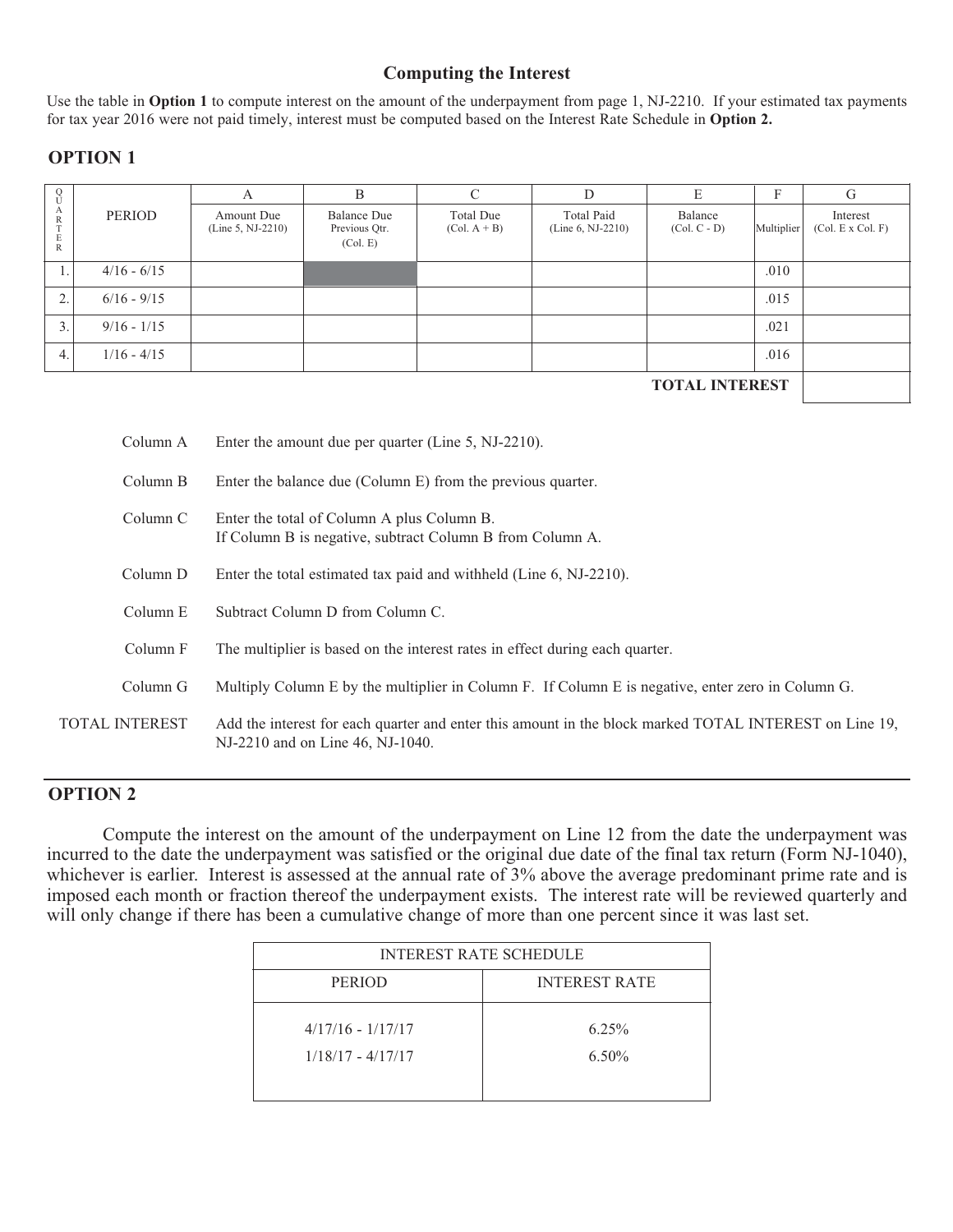## Computing the Interest

Use the table in **Option 1** to compute interest on the amount of the underpayment from page 1, NJ-2210. If your estimated tax payments for tax year 2016 were not paid timely, interest must be computed based on the Interest Rate Schedule in **Option 2.**

## OPTION 1

| QUARTER | PERIOD | A<br>Amount Due<br>(Line 5, NJ-2210) | B<br>Balance Due<br>Previous Qtr.<br>(Col. E) | C<br>Total Due<br>(Col. A + B) | D<br>Total Paid<br>(Line 6, NJ-2210) | E<br>Balance<br>(Col. C - D) | F<br>Multiplier | G<br>Interest<br>(Col. E x Col. F) |
|---|---|---|---|---|---|---|---|---|
| 1. | 4/16 - 6/15 | | | | | | .010 | |
| 2. | 6/16 - 9/15 | | | | | | .015 | |
| 3. | 9/16 - 1/15 | | | | | | .021 | |
| 4. | 1/16 - 4/15 | | | | | | .016 | |
| | | | | | | | **TOTAL INTEREST** | |

Column A Enter the amount due per quarter (Line 5, NJ-2210).

Column B Enter the balance due (Column E) from the previous quarter.

Column C Enter the total of Column A plus Column B.
If Column B is negative, subtract Column B from Column A.

Column D Enter the total estimated tax paid and withheld (Line 6, NJ-2210).

Column E Subtract Column D from Column C.

Column F The multiplier is based on the interest rates in effect during each quarter.

Column G Multiply Column E by the multiplier in Column F. If Column E is negative, enter zero in Column G.

TOTAL INTEREST Add the interest for each quarter and enter this amount in the block marked TOTAL INTEREST on Line 19, NJ-2210 and on Line 46, NJ-1040.

## OPTION 2

Compute the interest on the amount of the underpayment on Line 12 from the date the underpayment was incurred to the date the underpayment was satisfied or the original due date of the final tax return (Form NJ-1040), whichever is earlier. Interest is assessed at the annual rate of 3% above the average predominant prime rate and is imposed each month or fraction thereof the underpayment exists. The interest rate will be reviewed quarterly and will only change if there has been a cumulative change of more than one percent since it was last set.

| INTEREST RATE SCHEDULE | |
|---|---|
| PERIOD | INTEREST RATE |
| 4/17/16 - 1/17/17 | 6.25% |
| 1/18/17 - 4/17/17 | 6.50% |